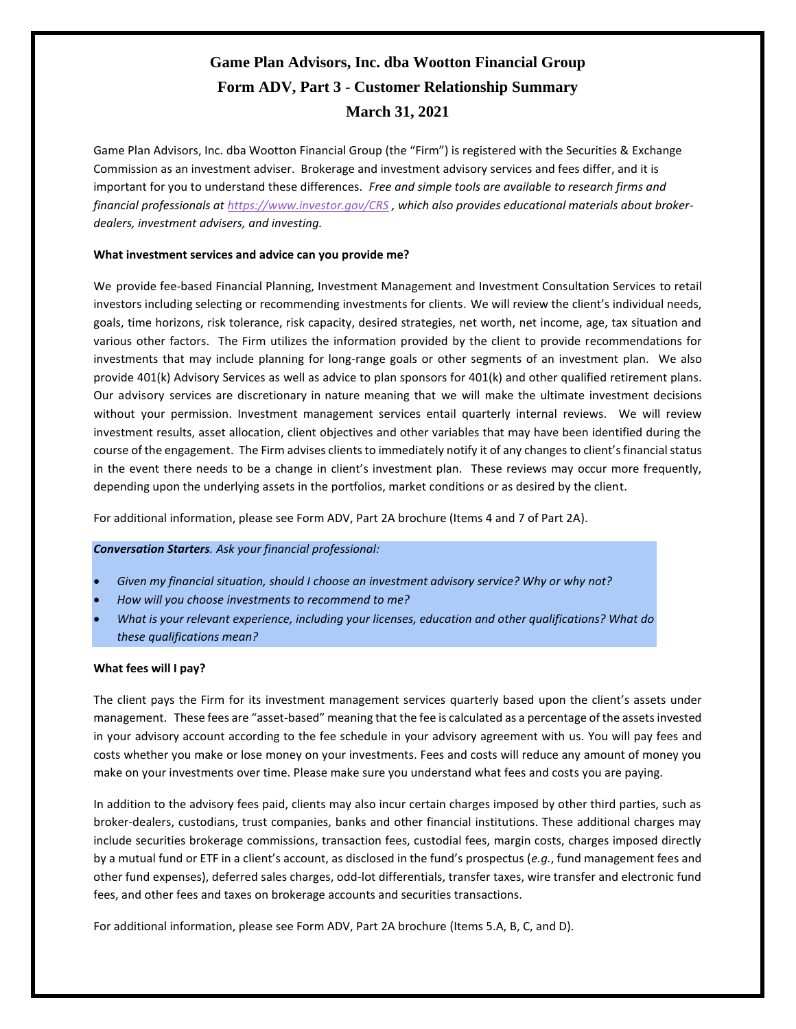# Game Plan Advisors, Inc. dba Wootton Financial Group
# Form ADV, Part 3 - Customer Relationship Summary
# March 31, 2021

Game Plan Advisors, Inc. dba Wootton Financial Group (the "Firm") is registered with the Securities & Exchange Commission as an investment adviser. Brokerage and investment advisory services and fees differ, and it is important for you to understand these differences. *Free and simple tools are available to research firms and financial professionals at https://www.investor.gov/CRS , which also provides educational materials about broker-dealers, investment advisers, and investing.*

**What investment services and advice can you provide me?**

We provide fee-based Financial Planning, Investment Management and Investment Consultation Services to retail investors including selecting or recommending investments for clients. We will review the client's individual needs, goals, time horizons, risk tolerance, risk capacity, desired strategies, net worth, net income, age, tax situation and various other factors. The Firm utilizes the information provided by the client to provide recommendations for investments that may include planning for long-range goals or other segments of an investment plan. We also provide 401(k) Advisory Services as well as advice to plan sponsors for 401(k) and other qualified retirement plans. Our advisory services are discretionary in nature meaning that we will make the ultimate investment decisions without your permission. Investment management services entail quarterly internal reviews. We will review investment results, asset allocation, client objectives and other variables that may have been identified during the course of the engagement. The Firm advises clients to immediately notify it of any changes to client's financial status in the event there needs to be a change in client's investment plan. These reviews may occur more frequently, depending upon the underlying assets in the portfolios, market conditions or as desired by the client.

For additional information, please see Form ADV, Part 2A brochure (Items 4 and 7 of Part 2A).

***Conversation Starters**. Ask your financial professional:*

- *Given my financial situation, should I choose an investment advisory service? Why or why not?*
- *How will you choose investments to recommend to me?*
- *What is your relevant experience, including your licenses, education and other qualifications? What do these qualifications mean?*

**What fees will I pay?**

The client pays the Firm for its investment management services quarterly based upon the client's assets under management. These fees are "asset-based" meaning that the fee is calculated as a percentage of the assets invested in your advisory account according to the fee schedule in your advisory agreement with us. You will pay fees and costs whether you make or lose money on your investments. Fees and costs will reduce any amount of money you make on your investments over time. Please make sure you understand what fees and costs you are paying.

In addition to the advisory fees paid, clients may also incur certain charges imposed by other third parties, such as broker-dealers, custodians, trust companies, banks and other financial institutions. These additional charges may include securities brokerage commissions, transaction fees, custodial fees, margin costs, charges imposed directly by a mutual fund or ETF in a client's account, as disclosed in the fund's prospectus (*e.g.*, fund management fees and other fund expenses), deferred sales charges, odd-lot differentials, transfer taxes, wire transfer and electronic fund fees, and other fees and taxes on brokerage accounts and securities transactions.

For additional information, please see Form ADV, Part 2A brochure (Items 5.A, B, C, and D).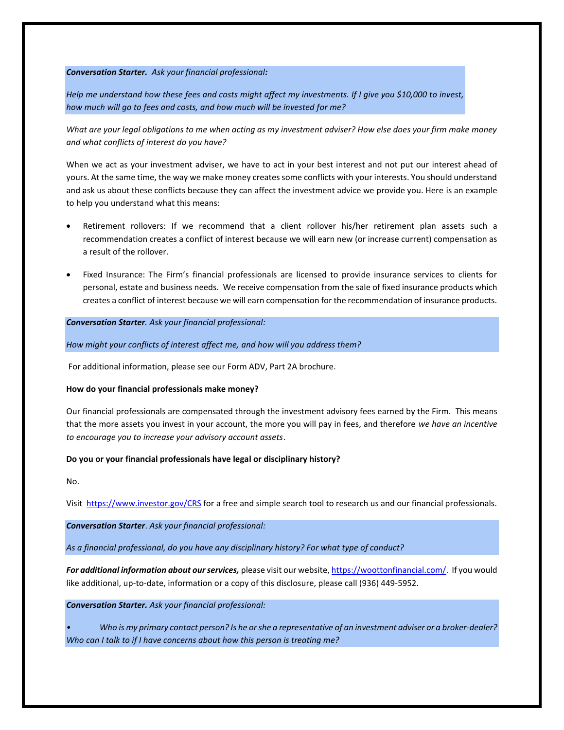***Conversation Starter.** Ask your financial professional:*

*Help me understand how these fees and costs might affect my investments. If I give you $10,000 to invest, how much will go to fees and costs, and how much will be invested for me?*

*What are your legal obligations to me when acting as my investment adviser? How else does your firm make money and what conflicts of interest do you have?*

When we act as your investment adviser, we have to act in your best interest and not put our interest ahead of yours. At the same time, the way we make money creates some conflicts with your interests. You should understand and ask us about these conflicts because they can affect the investment advice we provide you. Here is an example to help you understand what this means:

- Retirement rollovers: If we recommend that a client rollover his/her retirement plan assets such a recommendation creates a conflict of interest because we will earn new (or increase current) compensation as a result of the rollover.
- Fixed Insurance: The Firm's financial professionals are licensed to provide insurance services to clients for personal, estate and business needs. We receive compensation from the sale of fixed insurance products which creates a conflict of interest because we will earn compensation for the recommendation of insurance products.

***Conversation Starter**. Ask your financial professional:*

*How might your conflicts of interest affect me, and how will you address them?*

For additional information, please see our Form ADV, Part 2A brochure.

**How do your financial professionals make money?**

Our financial professionals are compensated through the investment advisory fees earned by the Firm. This means that the more assets you invest in your account, the more you will pay in fees, and therefore *we have an incentive to encourage you to increase your advisory account assets*.

**Do you or your financial professionals have legal or disciplinary history?**

No.

Visit https://www.investor.gov/CRS for a free and simple search tool to research us and our financial professionals.

***Conversation Starter**. Ask your financial professional:*

*As a financial professional, do you have any disciplinary history? For what type of conduct?*

***For additional information about our services,*** please visit our website, https://woottonfinancial.com/. If you would like additional, up-to-date, information or a copy of this disclosure, please call (936) 449-5952.

***Conversation Starter.** Ask your financial professional:*

- *Who is my primary contact person? Is he or she a representative of an investment adviser or a broker-dealer? Who can I talk to if I have concerns about how this person is treating me?*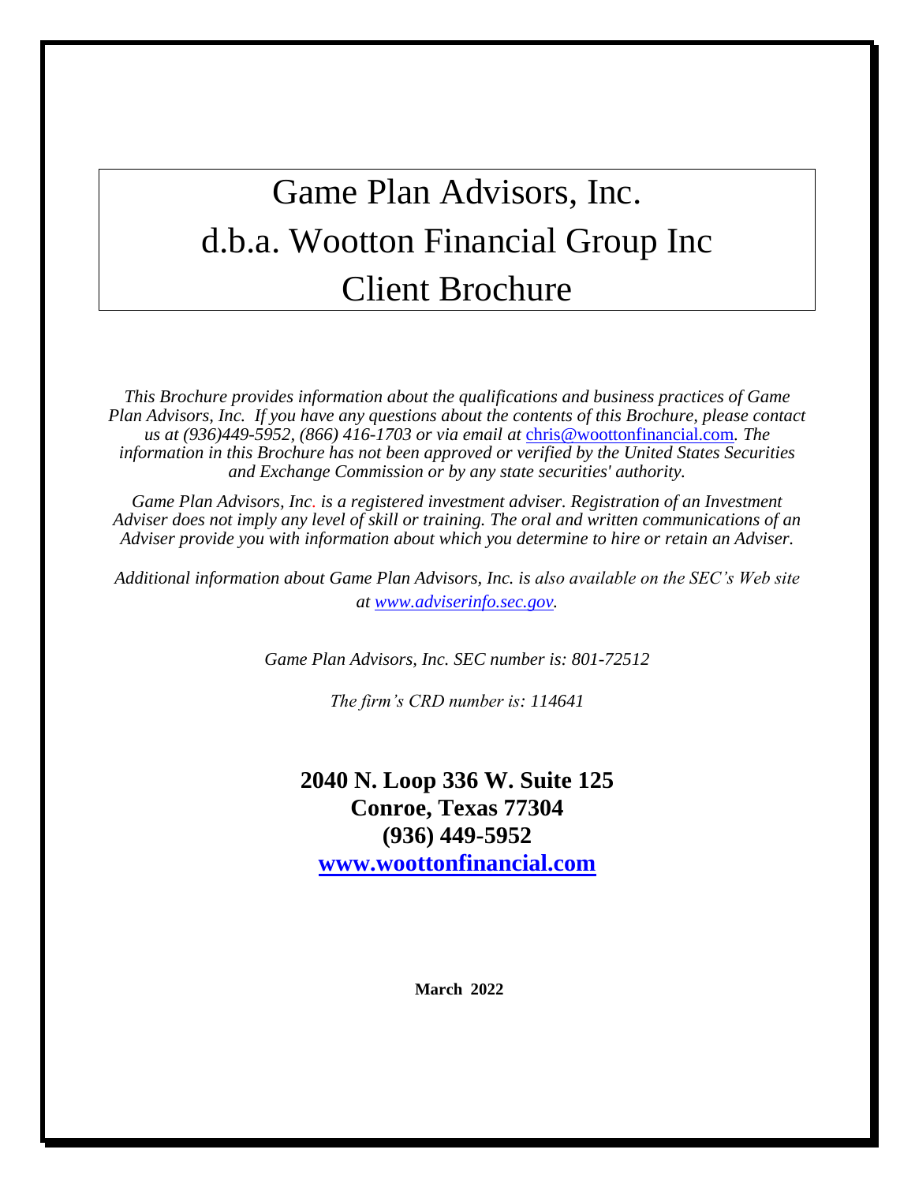# Game Plan Advisors, Inc.
# d.b.a. Wootton Financial Group Inc
# Client Brochure

*This Brochure provides information about the qualifications and business practices of Game Plan Advisors, Inc. If you have any questions about the contents of this Brochure, please contact us at (936)449-5952, (866) 416-1703 or via email at* chris@woottonfinancial.com*. The information in this Brochure has not been approved or verified by the United States Securities and Exchange Commission or by any state securities' authority.*

*Game Plan Advisors, Inc. is a registered investment adviser. Registration of an Investment Adviser does not imply any level of skill or training. The oral and written communications of an Adviser provide you with information about which you determine to hire or retain an Adviser.*

*Additional information about Game Plan Advisors, Inc. is also available on the SEC's Web site at www.adviserinfo.sec.gov.*

*Game Plan Advisors, Inc. SEC number is: 801-72512*

*The firm's CRD number is: 114641*

**2040 N. Loop 336 W. Suite 125**
**Conroe, Texas 77304**
**(936) 449-5952**
**www.woottonfinancial.com**

**March 2022**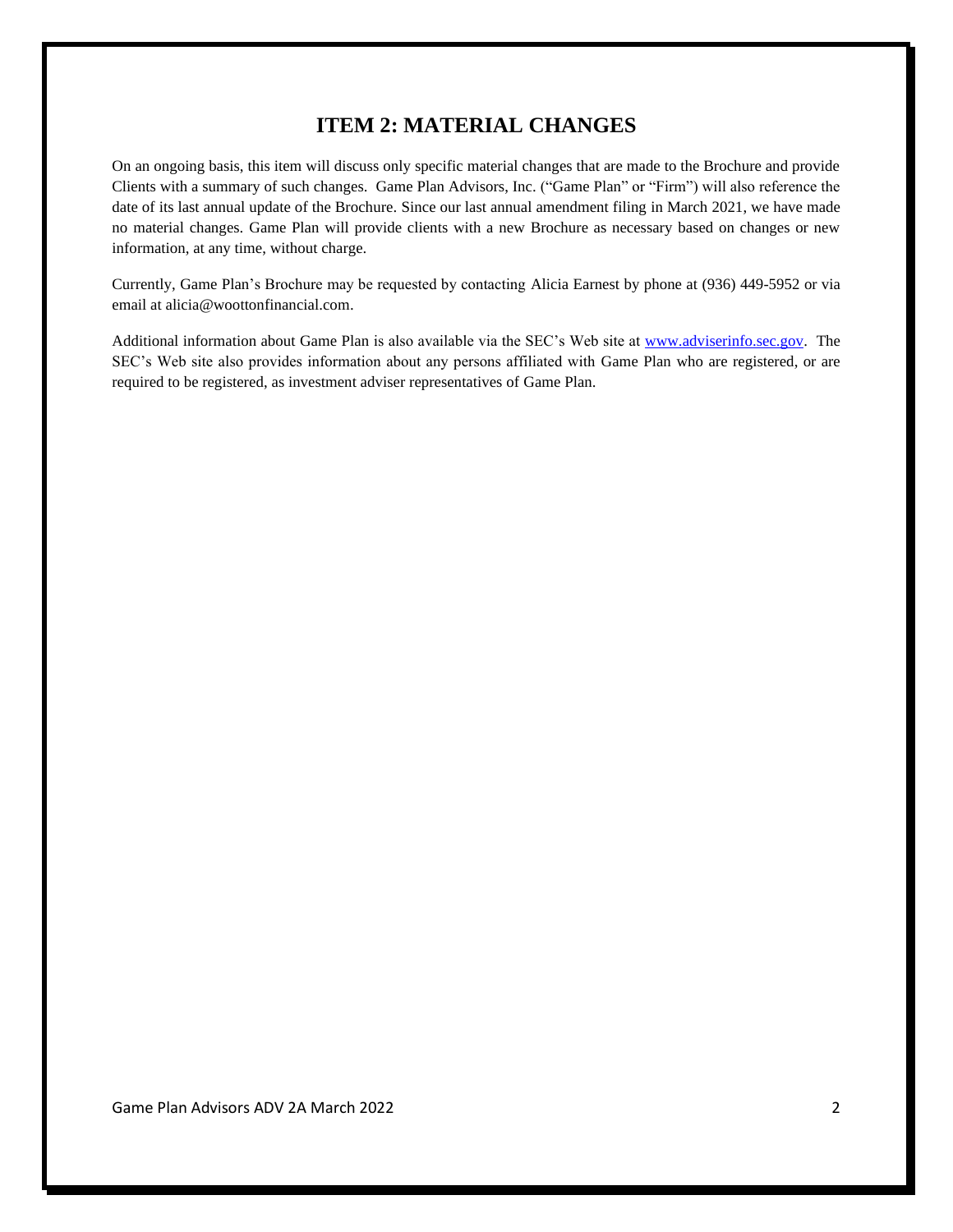## ITEM 2: MATERIAL CHANGES

On an ongoing basis, this item will discuss only specific material changes that are made to the Brochure and provide Clients with a summary of such changes. Game Plan Advisors, Inc. ("Game Plan" or "Firm") will also reference the date of its last annual update of the Brochure. Since our last annual amendment filing in March 2021, we have made no material changes. Game Plan will provide clients with a new Brochure as necessary based on changes or new information, at any time, without charge.

Currently, Game Plan's Brochure may be requested by contacting Alicia Earnest by phone at (936) 449-5952 or via email at alicia@woottonfinancial.com.

Additional information about Game Plan is also available via the SEC's Web site at www.adviserinfo.sec.gov. The SEC's Web site also provides information about any persons affiliated with Game Plan who are registered, or are required to be registered, as investment adviser representatives of Game Plan.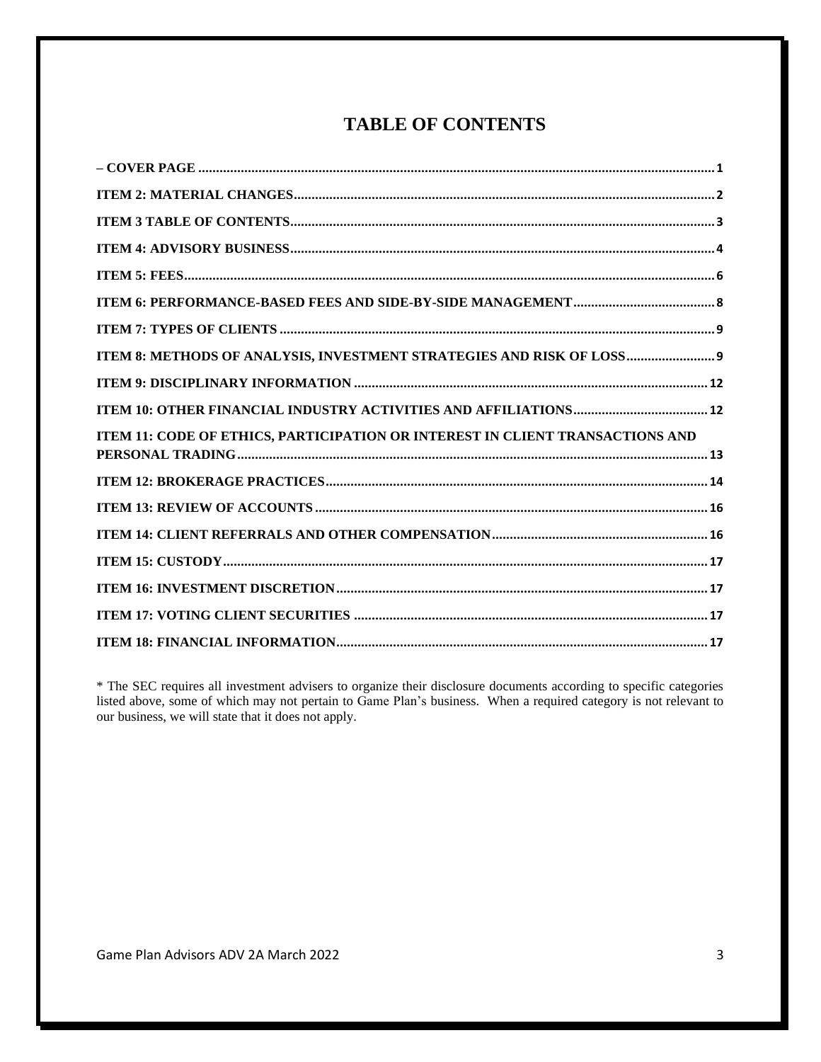# TABLE OF CONTENTS

– COVER PAGE ..... 1

ITEM 2: MATERIAL CHANGES ..... 2

ITEM 3 TABLE OF CONTENTS ..... 3

ITEM 4: ADVISORY BUSINESS ..... 4

ITEM 5: FEES ..... 6

ITEM 6: PERFORMANCE-BASED FEES AND SIDE-BY-SIDE MANAGEMENT ..... 8

ITEM 7: TYPES OF CLIENTS ..... 9

ITEM 8: METHODS OF ANALYSIS, INVESTMENT STRATEGIES AND RISK OF LOSS ..... 9

ITEM 9: DISCIPLINARY INFORMATION ..... 12

ITEM 10: OTHER FINANCIAL INDUSTRY ACTIVITIES AND AFFILIATIONS ..... 12

ITEM 11: CODE OF ETHICS, PARTICIPATION OR INTEREST IN CLIENT TRANSACTIONS AND PERSONAL TRADING ..... 13

ITEM 12: BROKERAGE PRACTICES ..... 14

ITEM 13: REVIEW OF ACCOUNTS ..... 16

ITEM 14: CLIENT REFERRALS AND OTHER COMPENSATION ..... 16

ITEM 15: CUSTODY ..... 17

ITEM 16: INVESTMENT DISCRETION ..... 17

ITEM 17: VOTING CLIENT SECURITIES ..... 17

ITEM 18: FINANCIAL INFORMATION ..... 17

* The SEC requires all investment advisers to organize their disclosure documents according to specific categories listed above, some of which may not pertain to Game Plan's business. When a required category is not relevant to our business, we will state that it does not apply.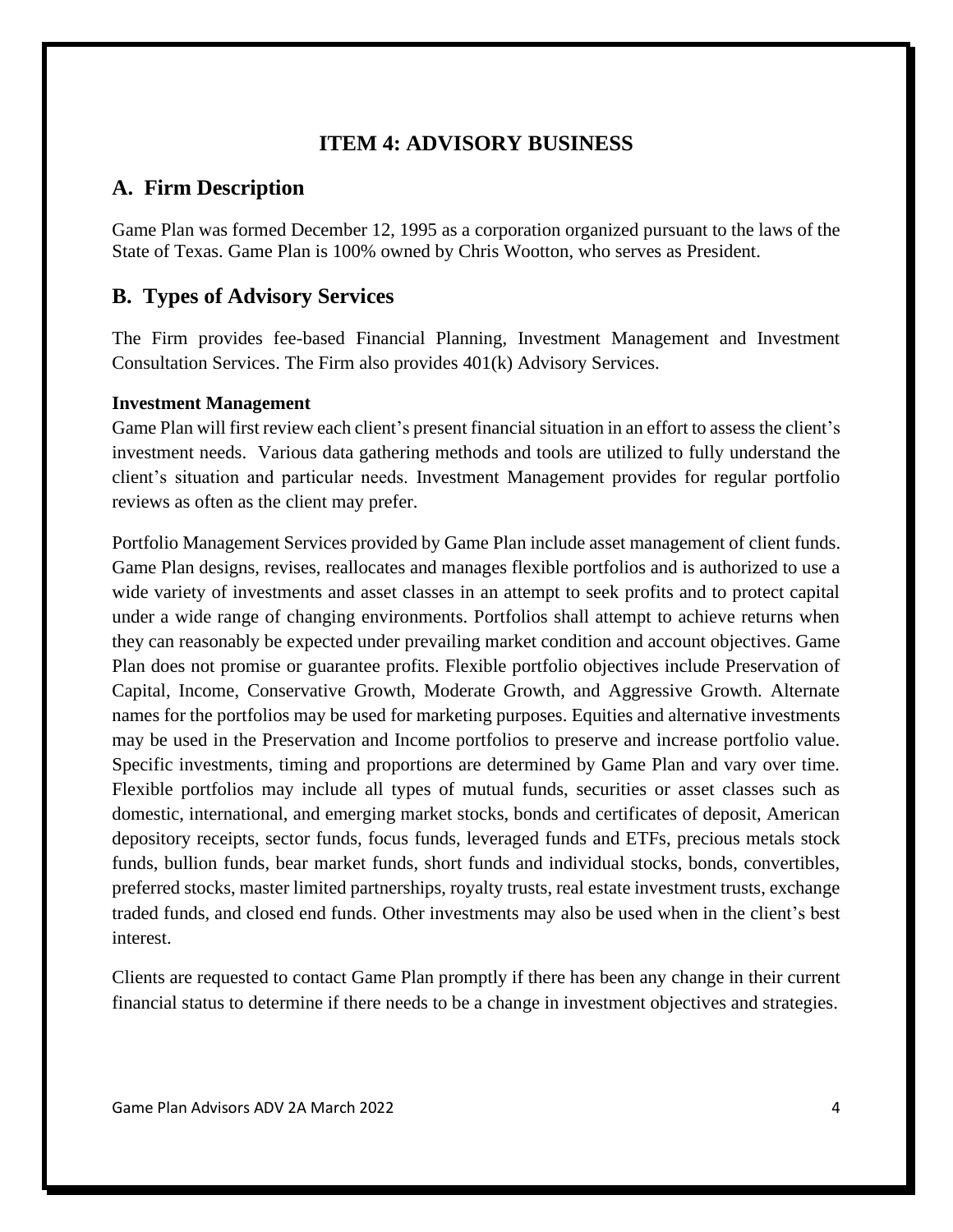# ITEM 4: ADVISORY BUSINESS

## A. Firm Description

Game Plan was formed December 12, 1995 as a corporation organized pursuant to the laws of the State of Texas. Game Plan is 100% owned by Chris Wootton, who serves as President.

## B. Types of Advisory Services

The Firm provides fee-based Financial Planning, Investment Management and Investment Consultation Services. The Firm also provides 401(k) Advisory Services.

**Investment Management**

Game Plan will first review each client's present financial situation in an effort to assess the client's investment needs. Various data gathering methods and tools are utilized to fully understand the client's situation and particular needs. Investment Management provides for regular portfolio reviews as often as the client may prefer.

Portfolio Management Services provided by Game Plan include asset management of client funds. Game Plan designs, revises, reallocates and manages flexible portfolios and is authorized to use a wide variety of investments and asset classes in an attempt to seek profits and to protect capital under a wide range of changing environments. Portfolios shall attempt to achieve returns when they can reasonably be expected under prevailing market condition and account objectives. Game Plan does not promise or guarantee profits. Flexible portfolio objectives include Preservation of Capital, Income, Conservative Growth, Moderate Growth, and Aggressive Growth. Alternate names for the portfolios may be used for marketing purposes. Equities and alternative investments may be used in the Preservation and Income portfolios to preserve and increase portfolio value. Specific investments, timing and proportions are determined by Game Plan and vary over time. Flexible portfolios may include all types of mutual funds, securities or asset classes such as domestic, international, and emerging market stocks, bonds and certificates of deposit, American depository receipts, sector funds, focus funds, leveraged funds and ETFs, precious metals stock funds, bullion funds, bear market funds, short funds and individual stocks, bonds, convertibles, preferred stocks, master limited partnerships, royalty trusts, real estate investment trusts, exchange traded funds, and closed end funds. Other investments may also be used when in the client's best interest.

Clients are requested to contact Game Plan promptly if there has been any change in their current financial status to determine if there needs to be a change in investment objectives and strategies.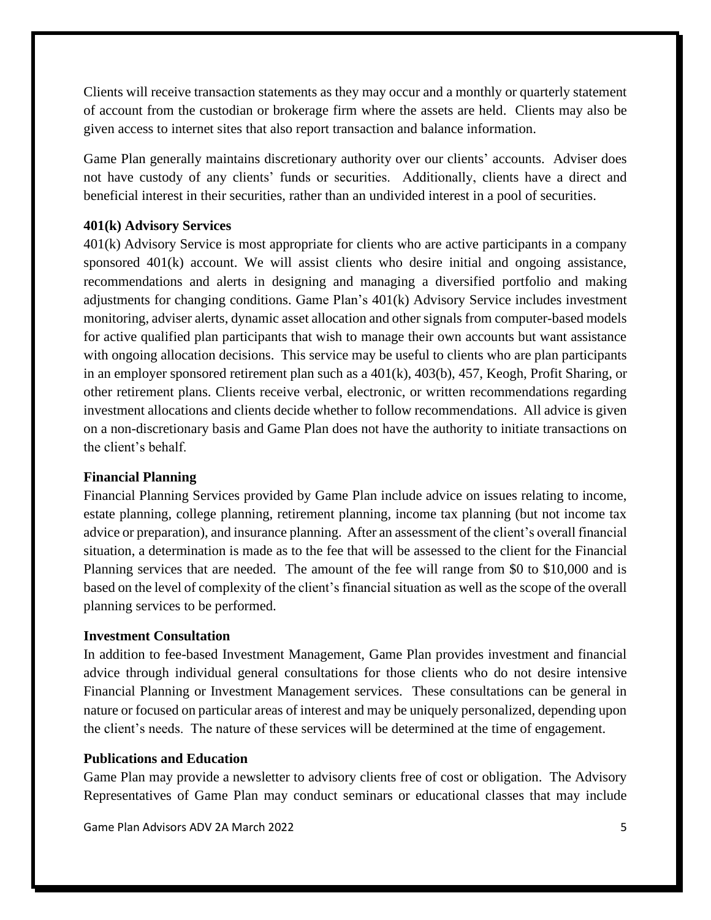Clients will receive transaction statements as they may occur and a monthly or quarterly statement of account from the custodian or brokerage firm where the assets are held. Clients may also be given access to internet sites that also report transaction and balance information.

Game Plan generally maintains discretionary authority over our clients' accounts. Adviser does not have custody of any clients' funds or securities. Additionally, clients have a direct and beneficial interest in their securities, rather than an undivided interest in a pool of securities.

**401(k) Advisory Services**

401(k) Advisory Service is most appropriate for clients who are active participants in a company sponsored 401(k) account. We will assist clients who desire initial and ongoing assistance, recommendations and alerts in designing and managing a diversified portfolio and making adjustments for changing conditions. Game Plan's 401(k) Advisory Service includes investment monitoring, adviser alerts, dynamic asset allocation and other signals from computer-based models for active qualified plan participants that wish to manage their own accounts but want assistance with ongoing allocation decisions. This service may be useful to clients who are plan participants in an employer sponsored retirement plan such as a 401(k), 403(b), 457, Keogh, Profit Sharing, or other retirement plans. Clients receive verbal, electronic, or written recommendations regarding investment allocations and clients decide whether to follow recommendations. All advice is given on a non-discretionary basis and Game Plan does not have the authority to initiate transactions on the client's behalf.

**Financial Planning**

Financial Planning Services provided by Game Plan include advice on issues relating to income, estate planning, college planning, retirement planning, income tax planning (but not income tax advice or preparation), and insurance planning. After an assessment of the client's overall financial situation, a determination is made as to the fee that will be assessed to the client for the Financial Planning services that are needed. The amount of the fee will range from $0 to $10,000 and is based on the level of complexity of the client's financial situation as well as the scope of the overall planning services to be performed.

**Investment Consultation**

In addition to fee-based Investment Management, Game Plan provides investment and financial advice through individual general consultations for those clients who do not desire intensive Financial Planning or Investment Management services. These consultations can be general in nature or focused on particular areas of interest and may be uniquely personalized, depending upon the client's needs. The nature of these services will be determined at the time of engagement.

**Publications and Education**

Game Plan may provide a newsletter to advisory clients free of cost or obligation. The Advisory Representatives of Game Plan may conduct seminars or educational classes that may include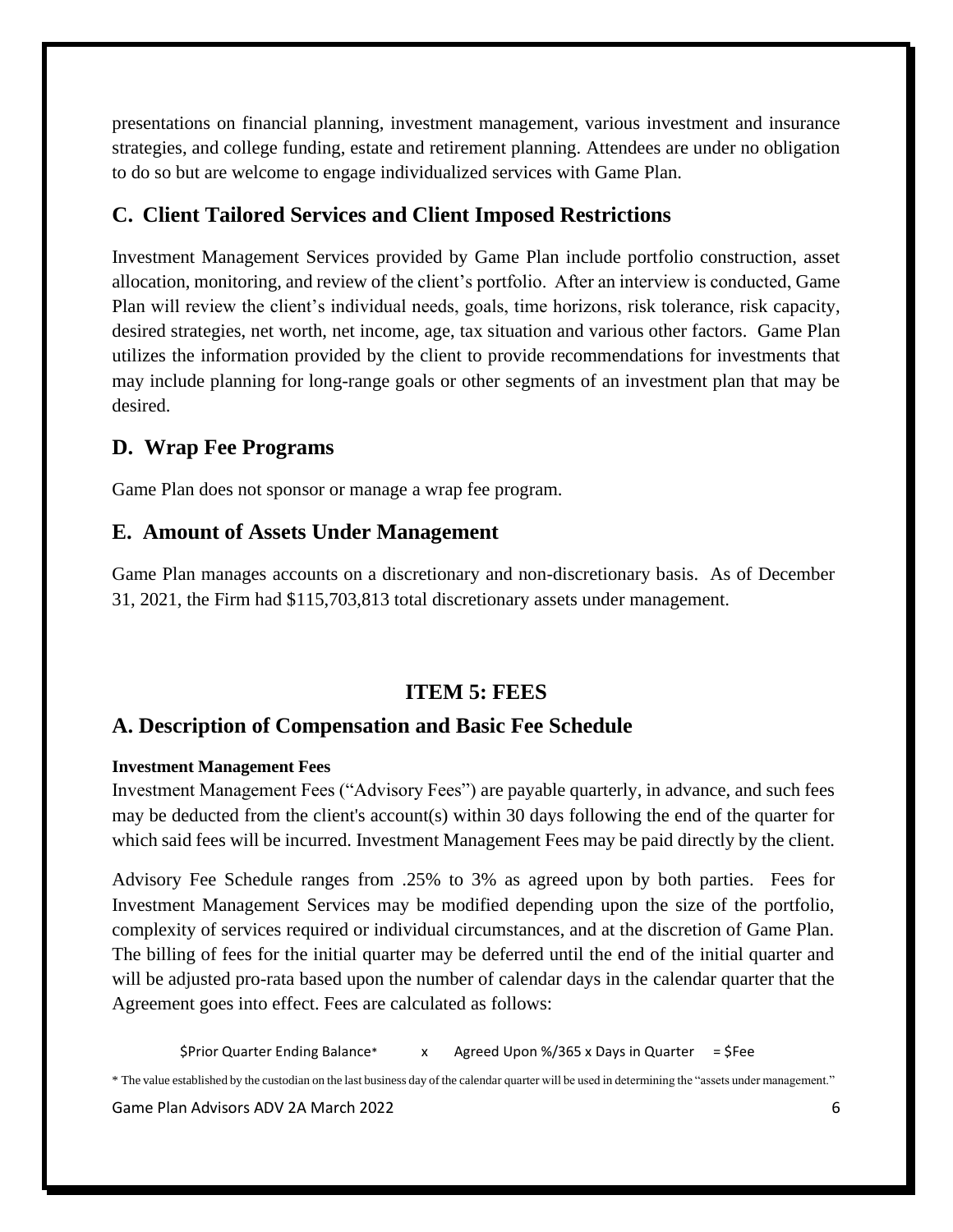presentations on financial planning, investment management, various investment and insurance strategies, and college funding, estate and retirement planning. Attendees are under no obligation to do so but are welcome to engage individualized services with Game Plan.

## C. Client Tailored Services and Client Imposed Restrictions

Investment Management Services provided by Game Plan include portfolio construction, asset allocation, monitoring, and review of the client's portfolio. After an interview is conducted, Game Plan will review the client's individual needs, goals, time horizons, risk tolerance, risk capacity, desired strategies, net worth, net income, age, tax situation and various other factors. Game Plan utilizes the information provided by the client to provide recommendations for investments that may include planning for long-range goals or other segments of an investment plan that may be desired.

## D. Wrap Fee Programs

Game Plan does not sponsor or manage a wrap fee program.

## E. Amount of Assets Under Management

Game Plan manages accounts on a discretionary and non-discretionary basis. As of December 31, 2021, the Firm had $115,703,813 total discretionary assets under management.

# ITEM 5: FEES

## A. Description of Compensation and Basic Fee Schedule

**Investment Management Fees**

Investment Management Fees ("Advisory Fees") are payable quarterly, in advance, and such fees may be deducted from the client's account(s) within 30 days following the end of the quarter for which said fees will be incurred. Investment Management Fees may be paid directly by the client.

Advisory Fee Schedule ranges from .25% to 3% as agreed upon by both parties. Fees for Investment Management Services may be modified depending upon the size of the portfolio, complexity of services required or individual circumstances, and at the discretion of Game Plan. The billing of fees for the initial quarter may be deferred until the end of the initial quarter and will be adjusted pro-rata based upon the number of calendar days in the calendar quarter that the Agreement goes into effect. Fees are calculated as follows:

$Prior Quarter Ending Balance* x Agreed Upon %/365 x Days in Quarter = $Fee

* The value established by the custodian on the last business day of the calendar quarter will be used in determining the "assets under management."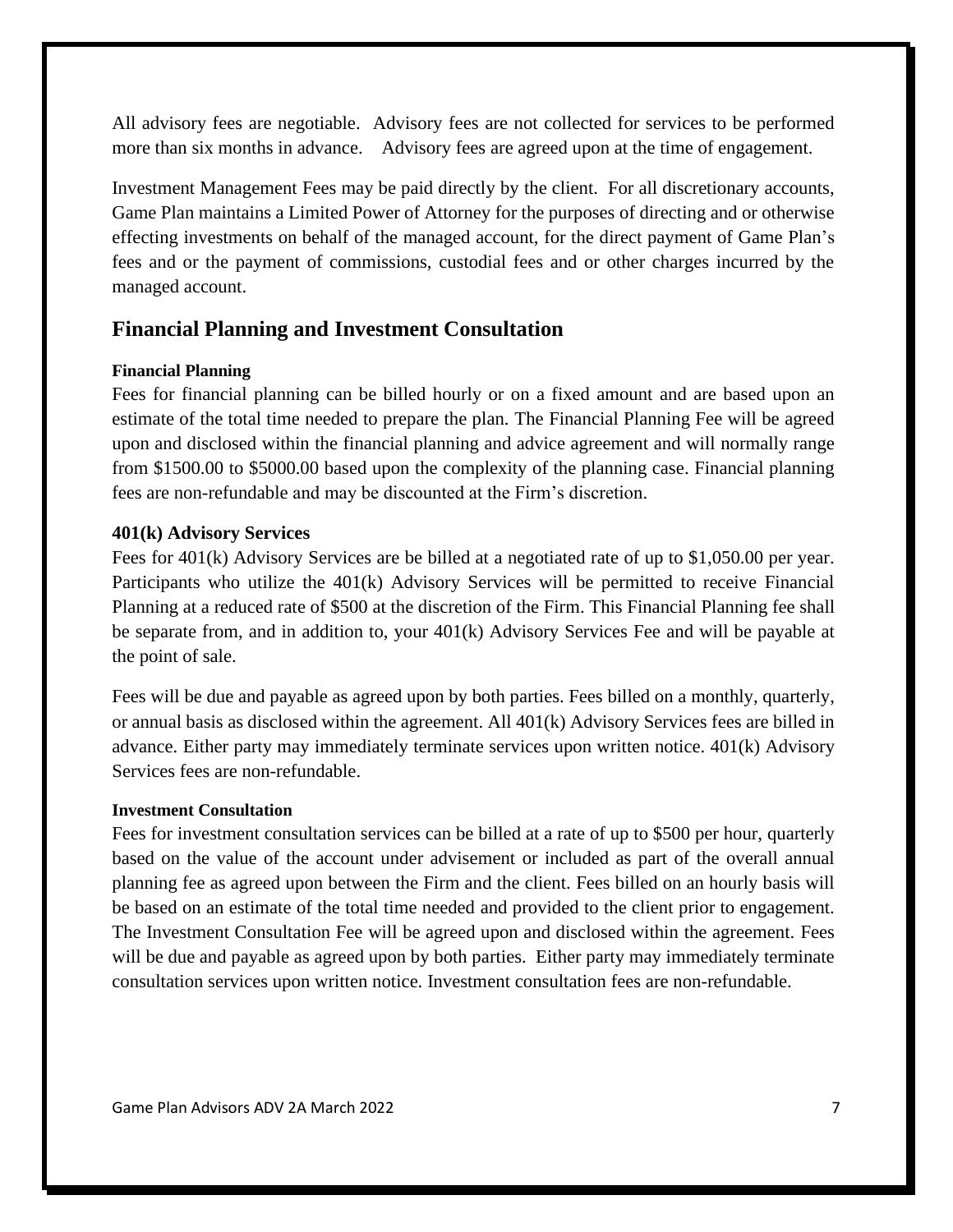All advisory fees are negotiable. Advisory fees are not collected for services to be performed more than six months in advance. Advisory fees are agreed upon at the time of engagement.

Investment Management Fees may be paid directly by the client. For all discretionary accounts, Game Plan maintains a Limited Power of Attorney for the purposes of directing and or otherwise effecting investments on behalf of the managed account, for the direct payment of Game Plan's fees and or the payment of commissions, custodial fees and or other charges incurred by the managed account.

## Financial Planning and Investment Consultation

#### Financial Planning

Fees for financial planning can be billed hourly or on a fixed amount and are based upon an estimate of the total time needed to prepare the plan. The Financial Planning Fee will be agreed upon and disclosed within the financial planning and advice agreement and will normally range from $1500.00 to $5000.00 based upon the complexity of the planning case. Financial planning fees are non-refundable and may be discounted at the Firm's discretion.

### 401(k) Advisory Services

Fees for 401(k) Advisory Services are be billed at a negotiated rate of up to $1,050.00 per year. Participants who utilize the 401(k) Advisory Services will be permitted to receive Financial Planning at a reduced rate of $500 at the discretion of the Firm. This Financial Planning fee shall be separate from, and in addition to, your 401(k) Advisory Services Fee and will be payable at the point of sale.

Fees will be due and payable as agreed upon by both parties. Fees billed on a monthly, quarterly, or annual basis as disclosed within the agreement. All 401(k) Advisory Services fees are billed in advance. Either party may immediately terminate services upon written notice. 401(k) Advisory Services fees are non-refundable.

#### Investment Consultation

Fees for investment consultation services can be billed at a rate of up to $500 per hour, quarterly based on the value of the account under advisement or included as part of the overall annual planning fee as agreed upon between the Firm and the client. Fees billed on an hourly basis will be based on an estimate of the total time needed and provided to the client prior to engagement. The Investment Consultation Fee will be agreed upon and disclosed within the agreement. Fees will be due and payable as agreed upon by both parties. Either party may immediately terminate consultation services upon written notice. Investment consultation fees are non-refundable.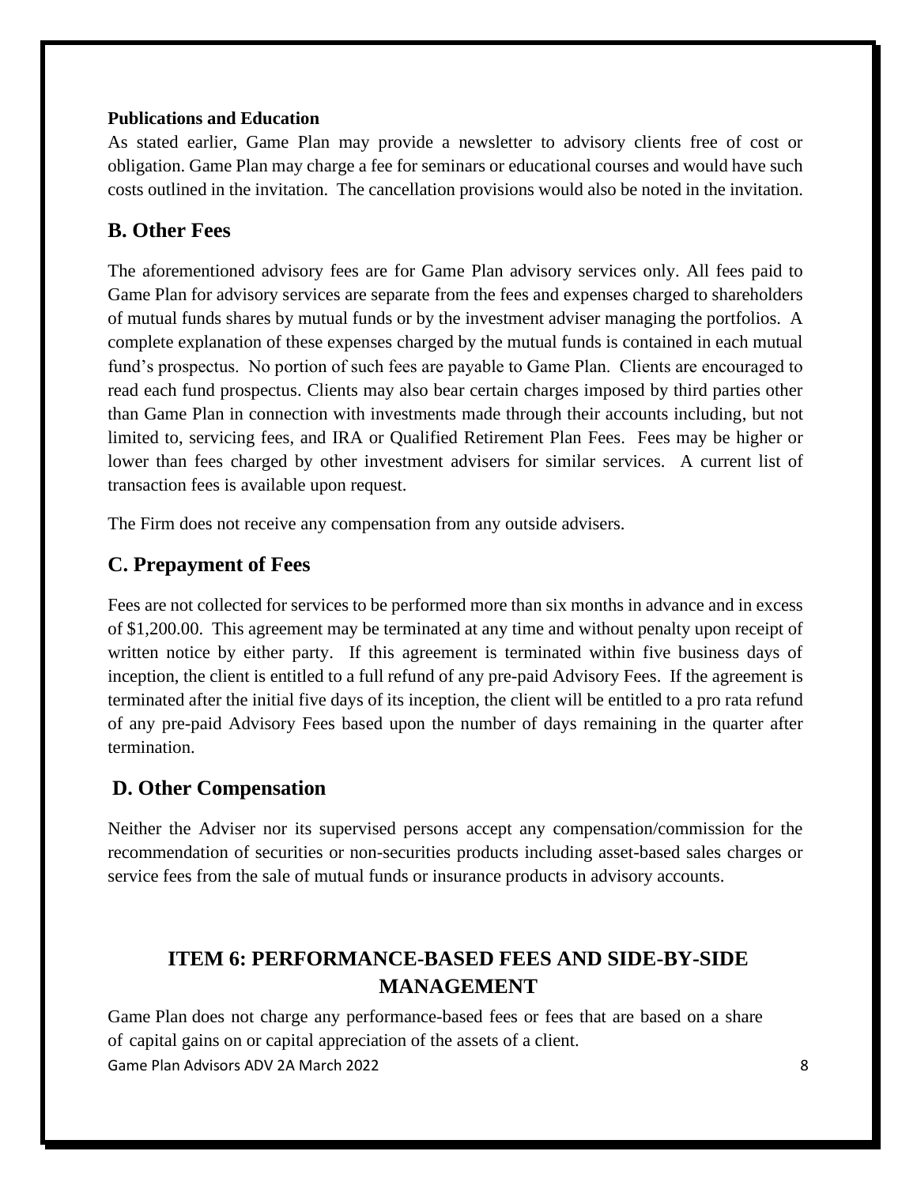**Publications and Education**

As stated earlier, Game Plan may provide a newsletter to advisory clients free of cost or obligation. Game Plan may charge a fee for seminars or educational courses and would have such costs outlined in the invitation. The cancellation provisions would also be noted in the invitation.

## B. Other Fees

The aforementioned advisory fees are for Game Plan advisory services only. All fees paid to Game Plan for advisory services are separate from the fees and expenses charged to shareholders of mutual funds shares by mutual funds or by the investment adviser managing the portfolios. A complete explanation of these expenses charged by the mutual funds is contained in each mutual fund's prospectus. No portion of such fees are payable to Game Plan. Clients are encouraged to read each fund prospectus. Clients may also bear certain charges imposed by third parties other than Game Plan in connection with investments made through their accounts including, but not limited to, servicing fees, and IRA or Qualified Retirement Plan Fees. Fees may be higher or lower than fees charged by other investment advisers for similar services. A current list of transaction fees is available upon request.

The Firm does not receive any compensation from any outside advisers.

## C. Prepayment of Fees

Fees are not collected for services to be performed more than six months in advance and in excess of $1,200.00. This agreement may be terminated at any time and without penalty upon receipt of written notice by either party. If this agreement is terminated within five business days of inception, the client is entitled to a full refund of any pre-paid Advisory Fees. If the agreement is terminated after the initial five days of its inception, the client will be entitled to a pro rata refund of any pre-paid Advisory Fees based upon the number of days remaining in the quarter after termination.

## D. Other Compensation

Neither the Adviser nor its supervised persons accept any compensation/commission for the recommendation of securities or non-securities products including asset-based sales charges or service fees from the sale of mutual funds or insurance products in advisory accounts.

# ITEM 6: PERFORMANCE-BASED FEES AND SIDE-BY-SIDE MANAGEMENT

Game Plan does not charge any performance-based fees or fees that are based on a share of capital gains on or capital appreciation of the assets of a client.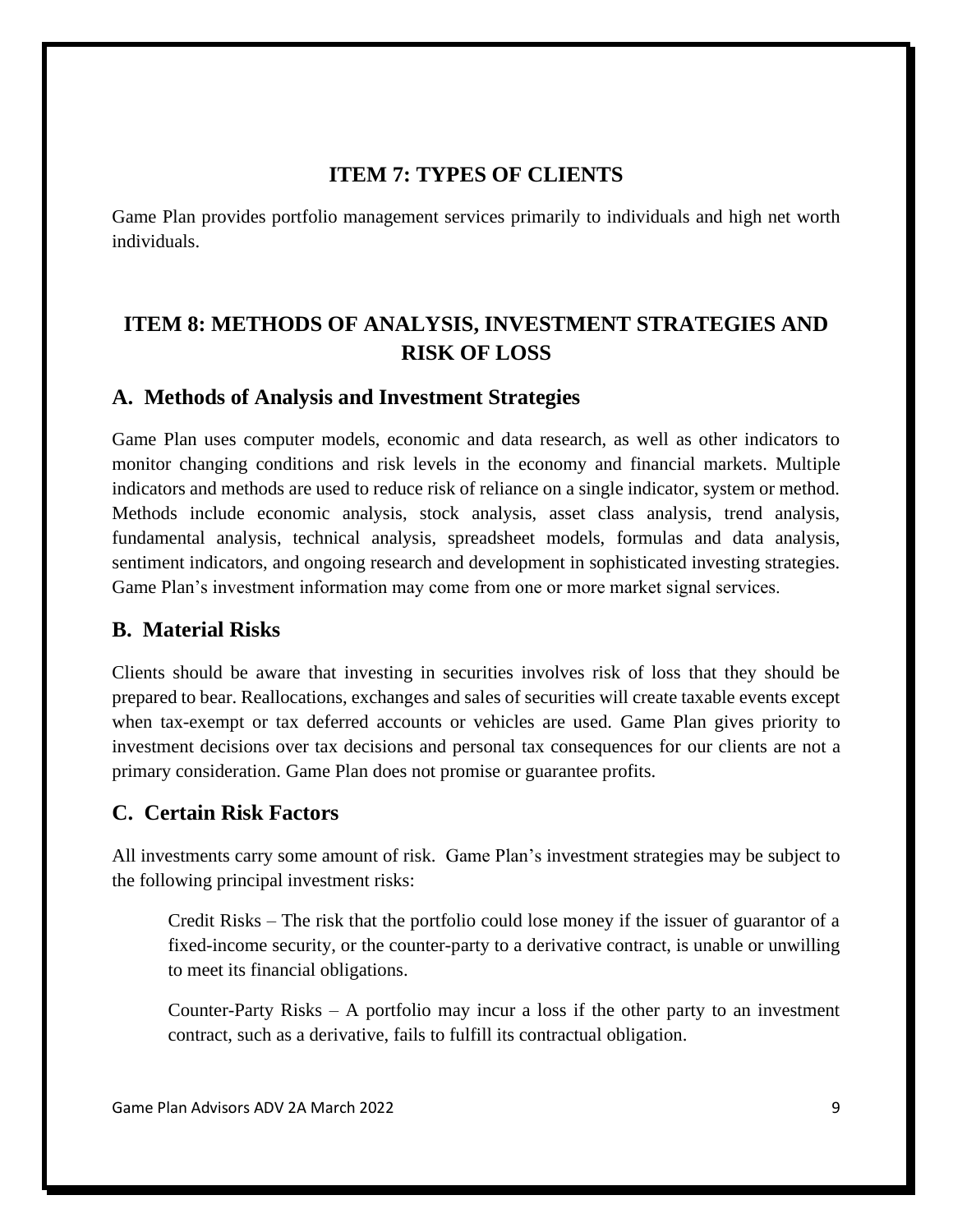## ITEM 7: TYPES OF CLIENTS

Game Plan provides portfolio management services primarily to individuals and high net worth individuals.

## ITEM 8: METHODS OF ANALYSIS, INVESTMENT STRATEGIES AND RISK OF LOSS

### A. Methods of Analysis and Investment Strategies

Game Plan uses computer models, economic and data research, as well as other indicators to monitor changing conditions and risk levels in the economy and financial markets. Multiple indicators and methods are used to reduce risk of reliance on a single indicator, system or method. Methods include economic analysis, stock analysis, asset class analysis, trend analysis, fundamental analysis, technical analysis, spreadsheet models, formulas and data analysis, sentiment indicators, and ongoing research and development in sophisticated investing strategies. Game Plan's investment information may come from one or more market signal services.

### B. Material Risks

Clients should be aware that investing in securities involves risk of loss that they should be prepared to bear. Reallocations, exchanges and sales of securities will create taxable events except when tax-exempt or tax deferred accounts or vehicles are used. Game Plan gives priority to investment decisions over tax decisions and personal tax consequences for our clients are not a primary consideration. Game Plan does not promise or guarantee profits.

### C. Certain Risk Factors

All investments carry some amount of risk. Game Plan's investment strategies may be subject to the following principal investment risks:

Credit Risks – The risk that the portfolio could lose money if the issuer of guarantor of a fixed-income security, or the counter-party to a derivative contract, is unable or unwilling to meet its financial obligations.

Counter-Party Risks – A portfolio may incur a loss if the other party to an investment contract, such as a derivative, fails to fulfill its contractual obligation.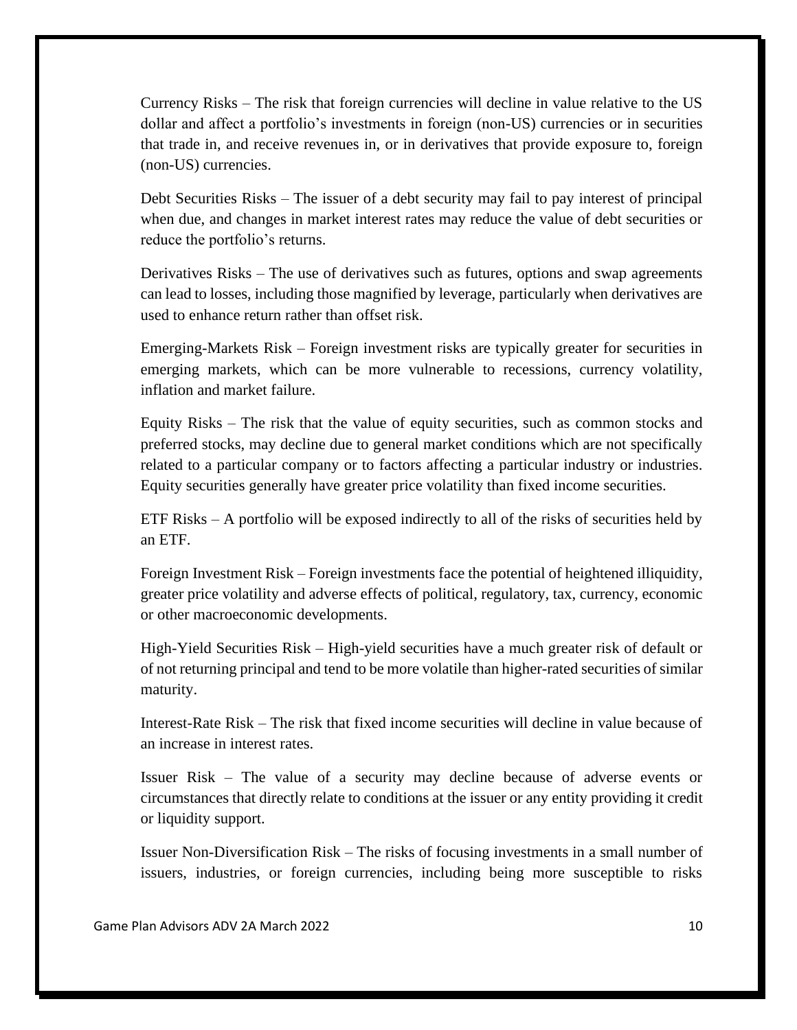Currency Risks – The risk that foreign currencies will decline in value relative to the US dollar and affect a portfolio's investments in foreign (non-US) currencies or in securities that trade in, and receive revenues in, or in derivatives that provide exposure to, foreign (non-US) currencies.

Debt Securities Risks – The issuer of a debt security may fail to pay interest of principal when due, and changes in market interest rates may reduce the value of debt securities or reduce the portfolio's returns.

Derivatives Risks – The use of derivatives such as futures, options and swap agreements can lead to losses, including those magnified by leverage, particularly when derivatives are used to enhance return rather than offset risk.

Emerging-Markets Risk – Foreign investment risks are typically greater for securities in emerging markets, which can be more vulnerable to recessions, currency volatility, inflation and market failure.

Equity Risks – The risk that the value of equity securities, such as common stocks and preferred stocks, may decline due to general market conditions which are not specifically related to a particular company or to factors affecting a particular industry or industries. Equity securities generally have greater price volatility than fixed income securities.

ETF Risks – A portfolio will be exposed indirectly to all of the risks of securities held by an ETF.

Foreign Investment Risk – Foreign investments face the potential of heightened illiquidity, greater price volatility and adverse effects of political, regulatory, tax, currency, economic or other macroeconomic developments.

High-Yield Securities Risk – High-yield securities have a much greater risk of default or of not returning principal and tend to be more volatile than higher-rated securities of similar maturity.

Interest-Rate Risk – The risk that fixed income securities will decline in value because of an increase in interest rates.

Issuer Risk – The value of a security may decline because of adverse events or circumstances that directly relate to conditions at the issuer or any entity providing it credit or liquidity support.

Issuer Non-Diversification Risk – The risks of focusing investments in a small number of issuers, industries, or foreign currencies, including being more susceptible to risks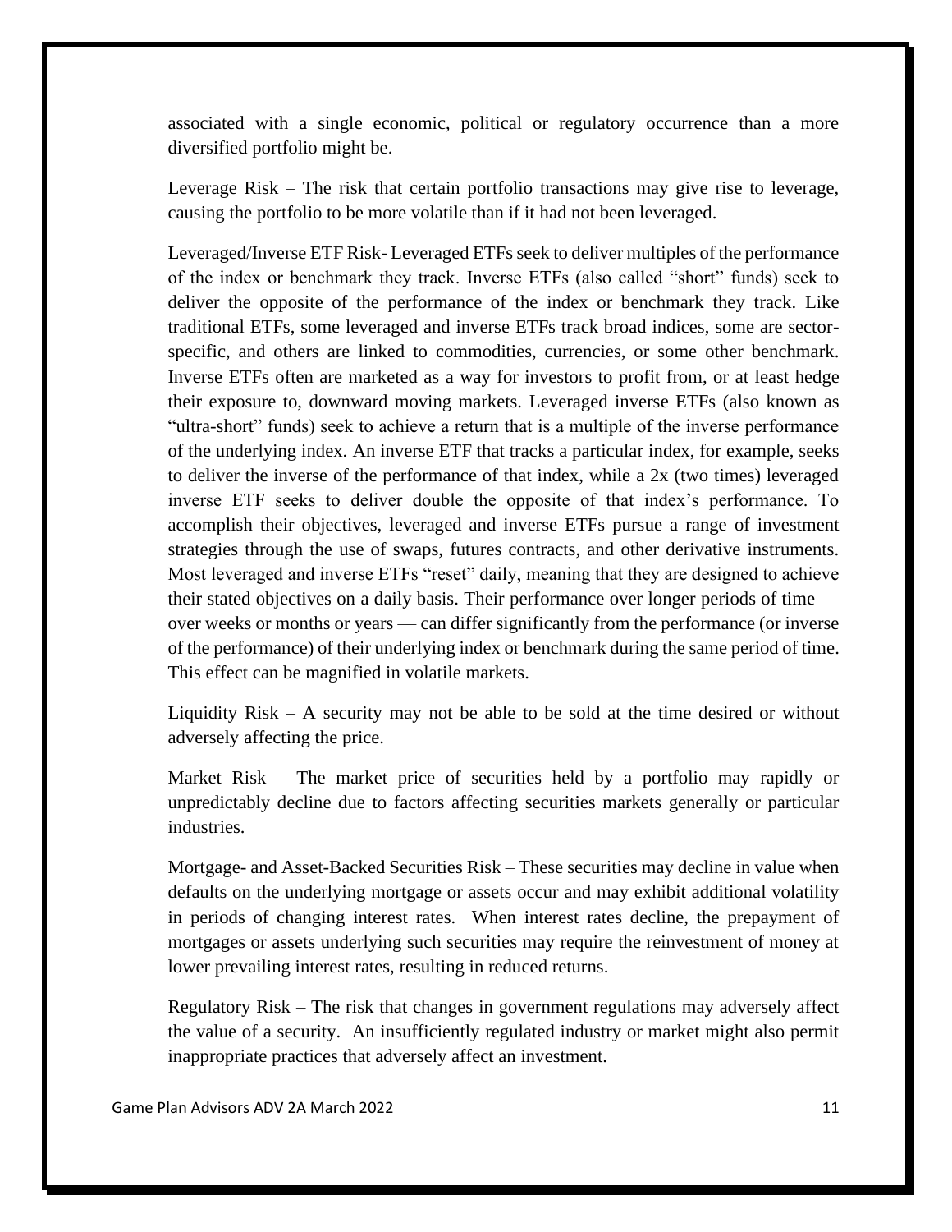associated with a single economic, political or regulatory occurrence than a more diversified portfolio might be.

Leverage Risk – The risk that certain portfolio transactions may give rise to leverage, causing the portfolio to be more volatile than if it had not been leveraged.

Leveraged/Inverse ETF Risk- Leveraged ETFs seek to deliver multiples of the performance of the index or benchmark they track. Inverse ETFs (also called "short" funds) seek to deliver the opposite of the performance of the index or benchmark they track. Like traditional ETFs, some leveraged and inverse ETFs track broad indices, some are sector-specific, and others are linked to commodities, currencies, or some other benchmark. Inverse ETFs often are marketed as a way for investors to profit from, or at least hedge their exposure to, downward moving markets. Leveraged inverse ETFs (also known as "ultra-short" funds) seek to achieve a return that is a multiple of the inverse performance of the underlying index. An inverse ETF that tracks a particular index, for example, seeks to deliver the inverse of the performance of that index, while a 2x (two times) leveraged inverse ETF seeks to deliver double the opposite of that index's performance. To accomplish their objectives, leveraged and inverse ETFs pursue a range of investment strategies through the use of swaps, futures contracts, and other derivative instruments. Most leveraged and inverse ETFs "reset" daily, meaning that they are designed to achieve their stated objectives on a daily basis. Their performance over longer periods of time — over weeks or months or years — can differ significantly from the performance (or inverse of the performance) of their underlying index or benchmark during the same period of time. This effect can be magnified in volatile markets.

Liquidity Risk – A security may not be able to be sold at the time desired or without adversely affecting the price.

Market Risk – The market price of securities held by a portfolio may rapidly or unpredictably decline due to factors affecting securities markets generally or particular industries.

Mortgage- and Asset-Backed Securities Risk – These securities may decline in value when defaults on the underlying mortgage or assets occur and may exhibit additional volatility in periods of changing interest rates. When interest rates decline, the prepayment of mortgages or assets underlying such securities may require the reinvestment of money at lower prevailing interest rates, resulting in reduced returns.

Regulatory Risk – The risk that changes in government regulations may adversely affect the value of a security. An insufficiently regulated industry or market might also permit inappropriate practices that adversely affect an investment.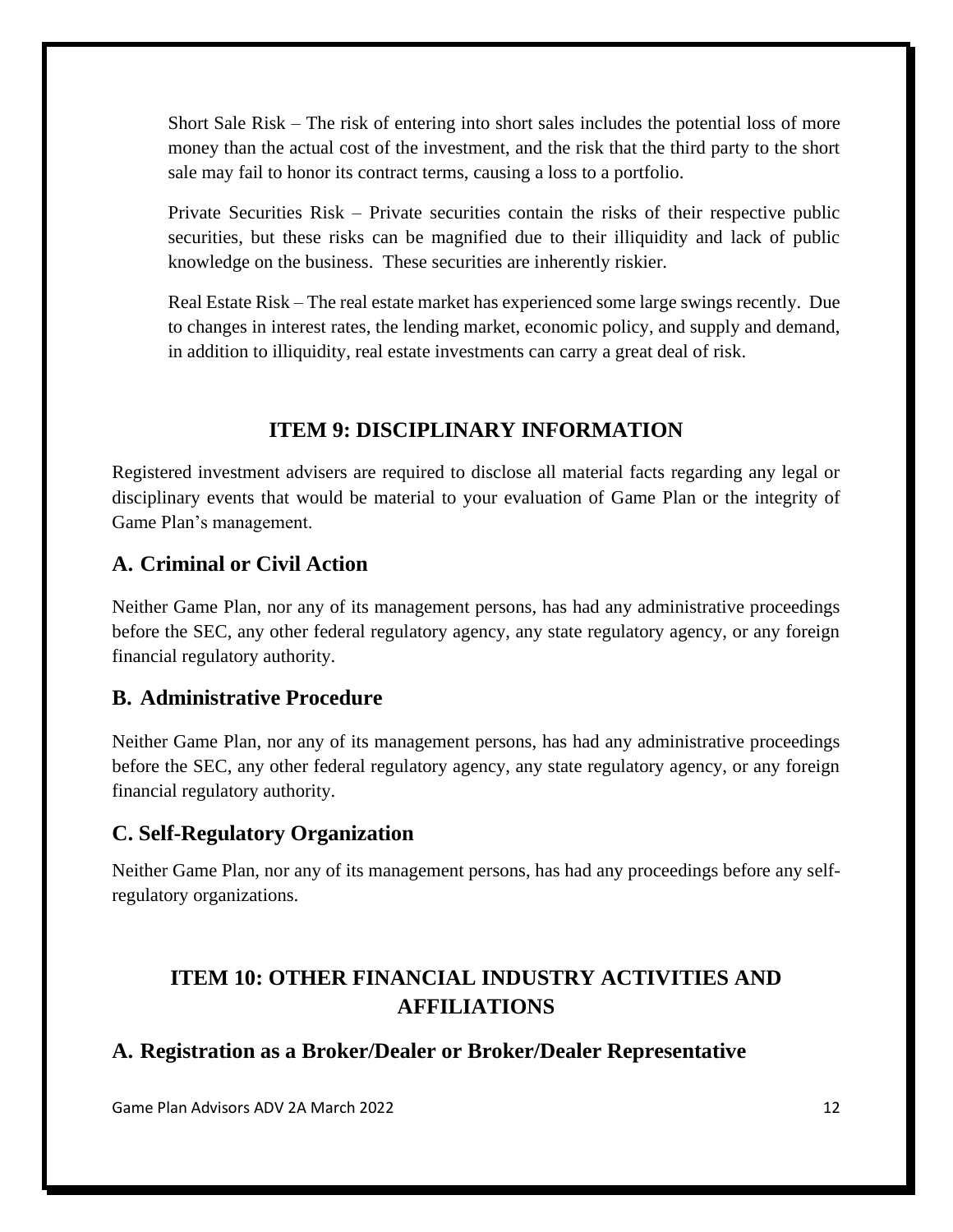Short Sale Risk – The risk of entering into short sales includes the potential loss of more money than the actual cost of the investment, and the risk that the third party to the short sale may fail to honor its contract terms, causing a loss to a portfolio.

Private Securities Risk – Private securities contain the risks of their respective public securities, but these risks can be magnified due to their illiquidity and lack of public knowledge on the business. These securities are inherently riskier.

Real Estate Risk – The real estate market has experienced some large swings recently. Due to changes in interest rates, the lending market, economic policy, and supply and demand, in addition to illiquidity, real estate investments can carry a great deal of risk.

# ITEM 9: DISCIPLINARY INFORMATION

Registered investment advisers are required to disclose all material facts regarding any legal or disciplinary events that would be material to your evaluation of Game Plan or the integrity of Game Plan's management.

## A. Criminal or Civil Action

Neither Game Plan, nor any of its management persons, has had any administrative proceedings before the SEC, any other federal regulatory agency, any state regulatory agency, or any foreign financial regulatory authority.

## B. Administrative Procedure

Neither Game Plan, nor any of its management persons, has had any administrative proceedings before the SEC, any other federal regulatory agency, any state regulatory agency, or any foreign financial regulatory authority.

## C. Self-Regulatory Organization

Neither Game Plan, nor any of its management persons, has had any proceedings before any self-regulatory organizations.

# ITEM 10: OTHER FINANCIAL INDUSTRY ACTIVITIES AND AFFILIATIONS

## A. Registration as a Broker/Dealer or Broker/Dealer Representative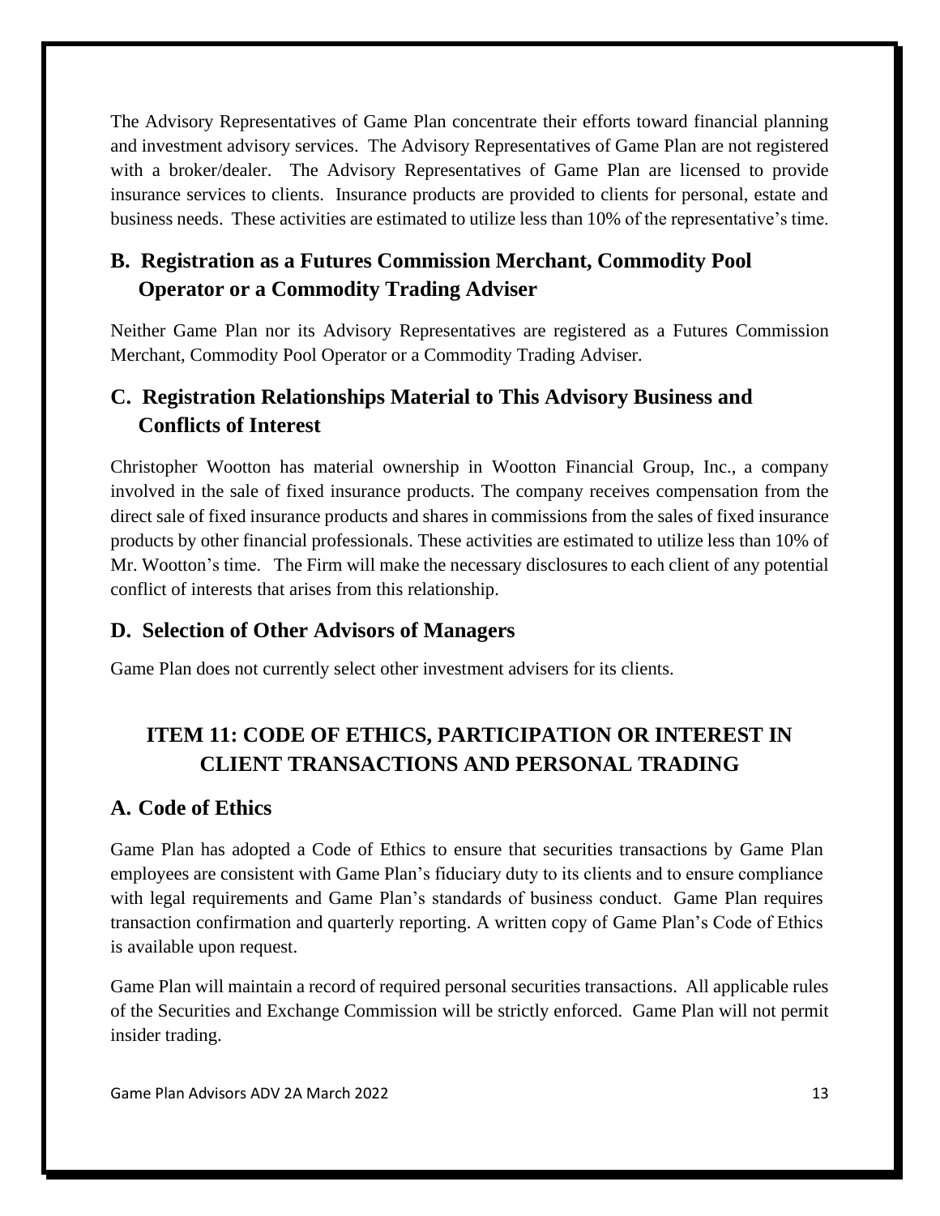The Advisory Representatives of Game Plan concentrate their efforts toward financial planning and investment advisory services. The Advisory Representatives of Game Plan are not registered with a broker/dealer. The Advisory Representatives of Game Plan are licensed to provide insurance services to clients. Insurance products are provided to clients for personal, estate and business needs. These activities are estimated to utilize less than 10% of the representative's time.

## B. Registration as a Futures Commission Merchant, Commodity Pool Operator or a Commodity Trading Adviser

Neither Game Plan nor its Advisory Representatives are registered as a Futures Commission Merchant, Commodity Pool Operator or a Commodity Trading Adviser.

## C. Registration Relationships Material to This Advisory Business and Conflicts of Interest

Christopher Wootton has material ownership in Wootton Financial Group, Inc., a company involved in the sale of fixed insurance products. The company receives compensation from the direct sale of fixed insurance products and shares in commissions from the sales of fixed insurance products by other financial professionals. These activities are estimated to utilize less than 10% of Mr. Wootton's time. The Firm will make the necessary disclosures to each client of any potential conflict of interests that arises from this relationship.

## D. Selection of Other Advisors of Managers

Game Plan does not currently select other investment advisers for its clients.

# ITEM 11: CODE OF ETHICS, PARTICIPATION OR INTEREST IN CLIENT TRANSACTIONS AND PERSONAL TRADING

## A. Code of Ethics

Game Plan has adopted a Code of Ethics to ensure that securities transactions by Game Plan employees are consistent with Game Plan's fiduciary duty to its clients and to ensure compliance with legal requirements and Game Plan's standards of business conduct. Game Plan requires transaction confirmation and quarterly reporting. A written copy of Game Plan's Code of Ethics is available upon request.

Game Plan will maintain a record of required personal securities transactions. All applicable rules of the Securities and Exchange Commission will be strictly enforced. Game Plan will not permit insider trading.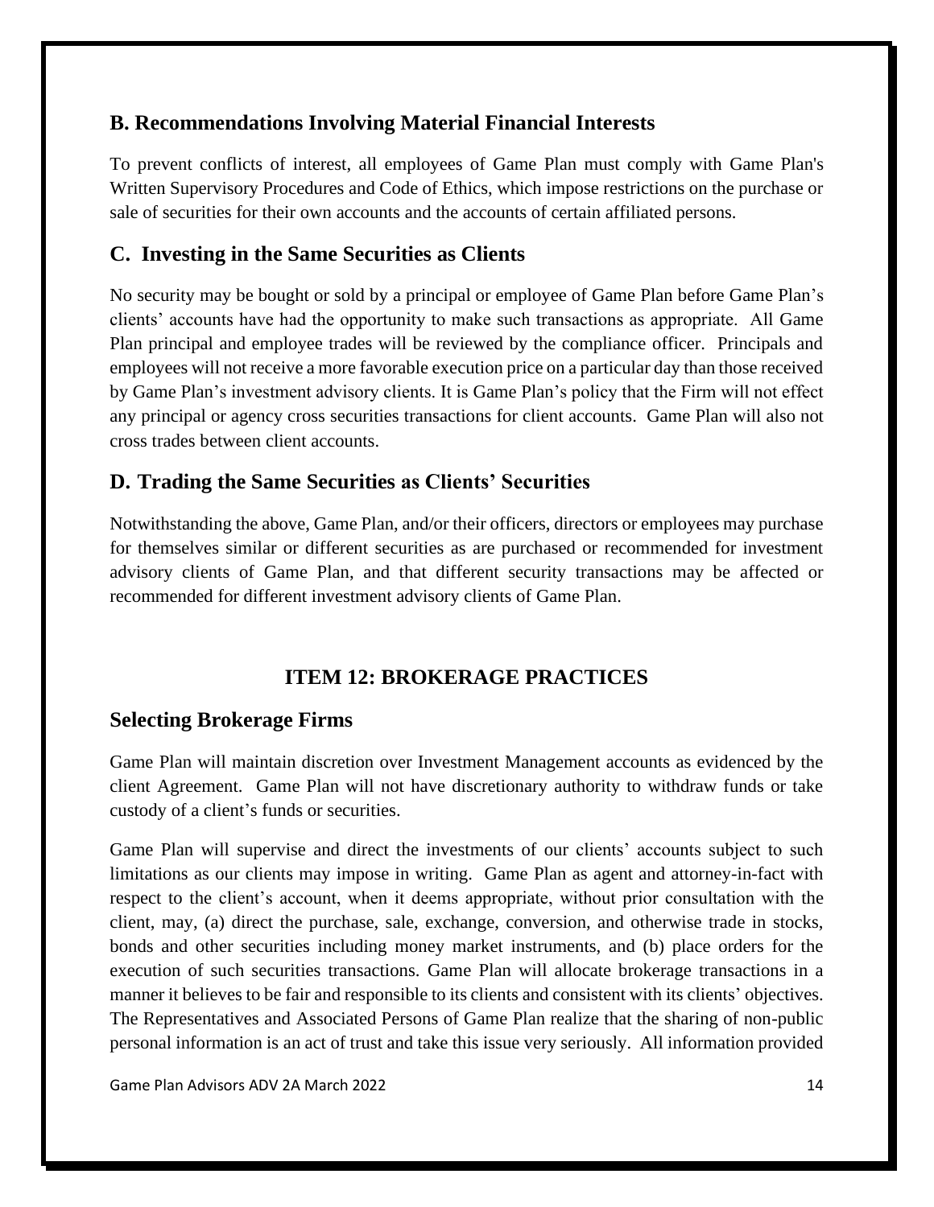## B. Recommendations Involving Material Financial Interests

To prevent conflicts of interest, all employees of Game Plan must comply with Game Plan's Written Supervisory Procedures and Code of Ethics, which impose restrictions on the purchase or sale of securities for their own accounts and the accounts of certain affiliated persons.

## C. Investing in the Same Securities as Clients

No security may be bought or sold by a principal or employee of Game Plan before Game Plan's clients' accounts have had the opportunity to make such transactions as appropriate. All Game Plan principal and employee trades will be reviewed by the compliance officer. Principals and employees will not receive a more favorable execution price on a particular day than those received by Game Plan's investment advisory clients. It is Game Plan's policy that the Firm will not effect any principal or agency cross securities transactions for client accounts. Game Plan will also not cross trades between client accounts.

## D. Trading the Same Securities as Clients' Securities

Notwithstanding the above, Game Plan, and/or their officers, directors or employees may purchase for themselves similar or different securities as are purchased or recommended for investment advisory clients of Game Plan, and that different security transactions may be affected or recommended for different investment advisory clients of Game Plan.

# ITEM 12: BROKERAGE PRACTICES

## Selecting Brokerage Firms

Game Plan will maintain discretion over Investment Management accounts as evidenced by the client Agreement. Game Plan will not have discretionary authority to withdraw funds or take custody of a client's funds or securities.

Game Plan will supervise and direct the investments of our clients' accounts subject to such limitations as our clients may impose in writing. Game Plan as agent and attorney-in-fact with respect to the client's account, when it deems appropriate, without prior consultation with the client, may, (a) direct the purchase, sale, exchange, conversion, and otherwise trade in stocks, bonds and other securities including money market instruments, and (b) place orders for the execution of such securities transactions. Game Plan will allocate brokerage transactions in a manner it believes to be fair and responsible to its clients and consistent with its clients' objectives. The Representatives and Associated Persons of Game Plan realize that the sharing of non-public personal information is an act of trust and take this issue very seriously. All information provided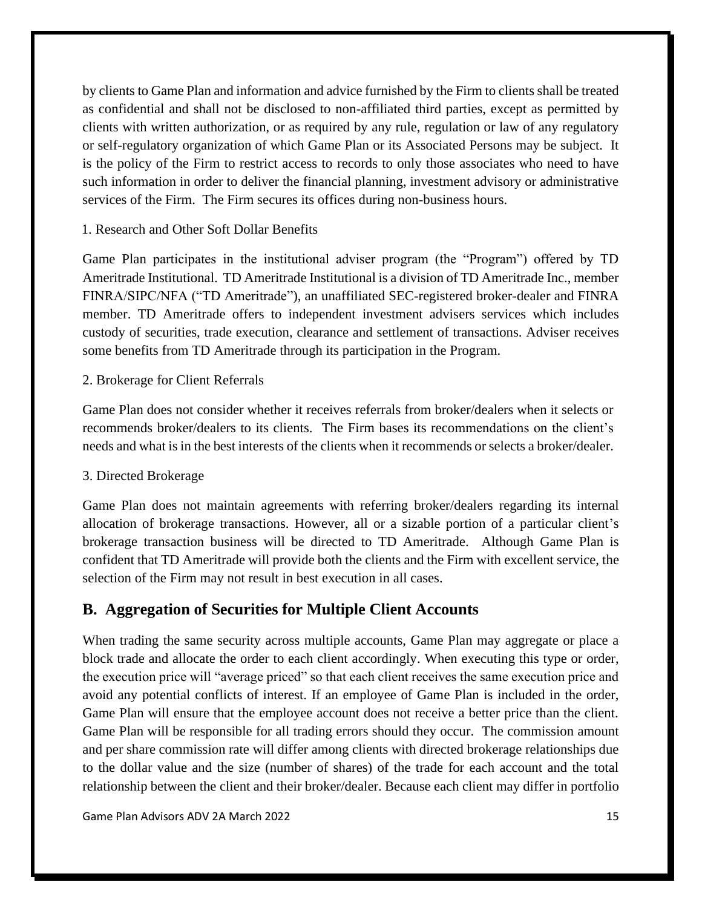by clients to Game Plan and information and advice furnished by the Firm to clients shall be treated as confidential and shall not be disclosed to non-affiliated third parties, except as permitted by clients with written authorization, or as required by any rule, regulation or law of any regulatory or self-regulatory organization of which Game Plan or its Associated Persons may be subject. It is the policy of the Firm to restrict access to records to only those associates who need to have such information in order to deliver the financial planning, investment advisory or administrative services of the Firm. The Firm secures its offices during non-business hours.

1. Research and Other Soft Dollar Benefits

Game Plan participates in the institutional adviser program (the "Program") offered by TD Ameritrade Institutional. TD Ameritrade Institutional is a division of TD Ameritrade Inc., member FINRA/SIPC/NFA ("TD Ameritrade"), an unaffiliated SEC-registered broker-dealer and FINRA member. TD Ameritrade offers to independent investment advisers services which includes custody of securities, trade execution, clearance and settlement of transactions. Adviser receives some benefits from TD Ameritrade through its participation in the Program.

2. Brokerage for Client Referrals

Game Plan does not consider whether it receives referrals from broker/dealers when it selects or recommends broker/dealers to its clients. The Firm bases its recommendations on the client's needs and what is in the best interests of the clients when it recommends or selects a broker/dealer.

3. Directed Brokerage

Game Plan does not maintain agreements with referring broker/dealers regarding its internal allocation of brokerage transactions. However, all or a sizable portion of a particular client's brokerage transaction business will be directed to TD Ameritrade. Although Game Plan is confident that TD Ameritrade will provide both the clients and the Firm with excellent service, the selection of the Firm may not result in best execution in all cases.

## B. Aggregation of Securities for Multiple Client Accounts

When trading the same security across multiple accounts, Game Plan may aggregate or place a block trade and allocate the order to each client accordingly. When executing this type or order, the execution price will "average priced" so that each client receives the same execution price and avoid any potential conflicts of interest. If an employee of Game Plan is included in the order, Game Plan will ensure that the employee account does not receive a better price than the client. Game Plan will be responsible for all trading errors should they occur. The commission amount and per share commission rate will differ among clients with directed brokerage relationships due to the dollar value and the size (number of shares) of the trade for each account and the total relationship between the client and their broker/dealer. Because each client may differ in portfolio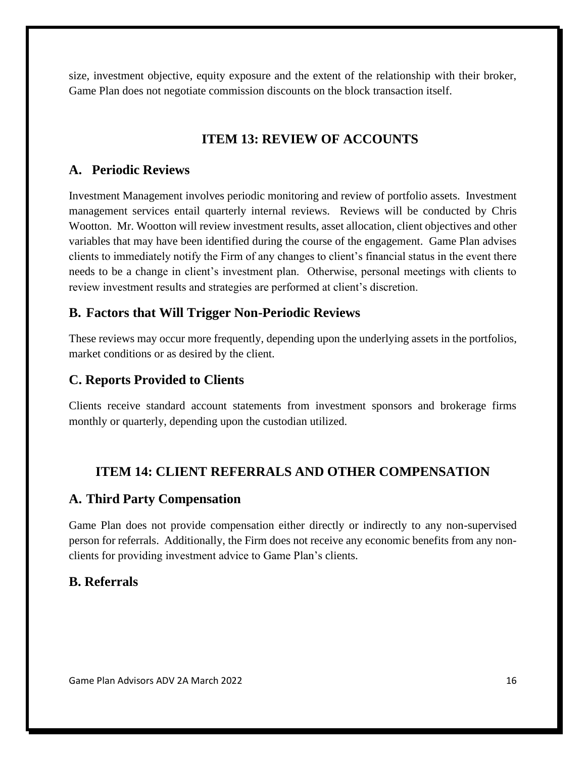size, investment objective, equity exposure and the extent of the relationship with their broker, Game Plan does not negotiate commission discounts on the block transaction itself.

## ITEM 13: REVIEW OF ACCOUNTS

### A. Periodic Reviews

Investment Management involves periodic monitoring and review of portfolio assets. Investment management services entail quarterly internal reviews. Reviews will be conducted by Chris Wootton. Mr. Wootton will review investment results, asset allocation, client objectives and other variables that may have been identified during the course of the engagement. Game Plan advises clients to immediately notify the Firm of any changes to client's financial status in the event there needs to be a change in client's investment plan. Otherwise, personal meetings with clients to review investment results and strategies are performed at client's discretion.

### B. Factors that Will Trigger Non-Periodic Reviews

These reviews may occur more frequently, depending upon the underlying assets in the portfolios, market conditions or as desired by the client.

### C. Reports Provided to Clients

Clients receive standard account statements from investment sponsors and brokerage firms monthly or quarterly, depending upon the custodian utilized.

## ITEM 14: CLIENT REFERRALS AND OTHER COMPENSATION

### A. Third Party Compensation

Game Plan does not provide compensation either directly or indirectly to any non-supervised person for referrals. Additionally, the Firm does not receive any economic benefits from any non-clients for providing investment advice to Game Plan's clients.

### B. Referrals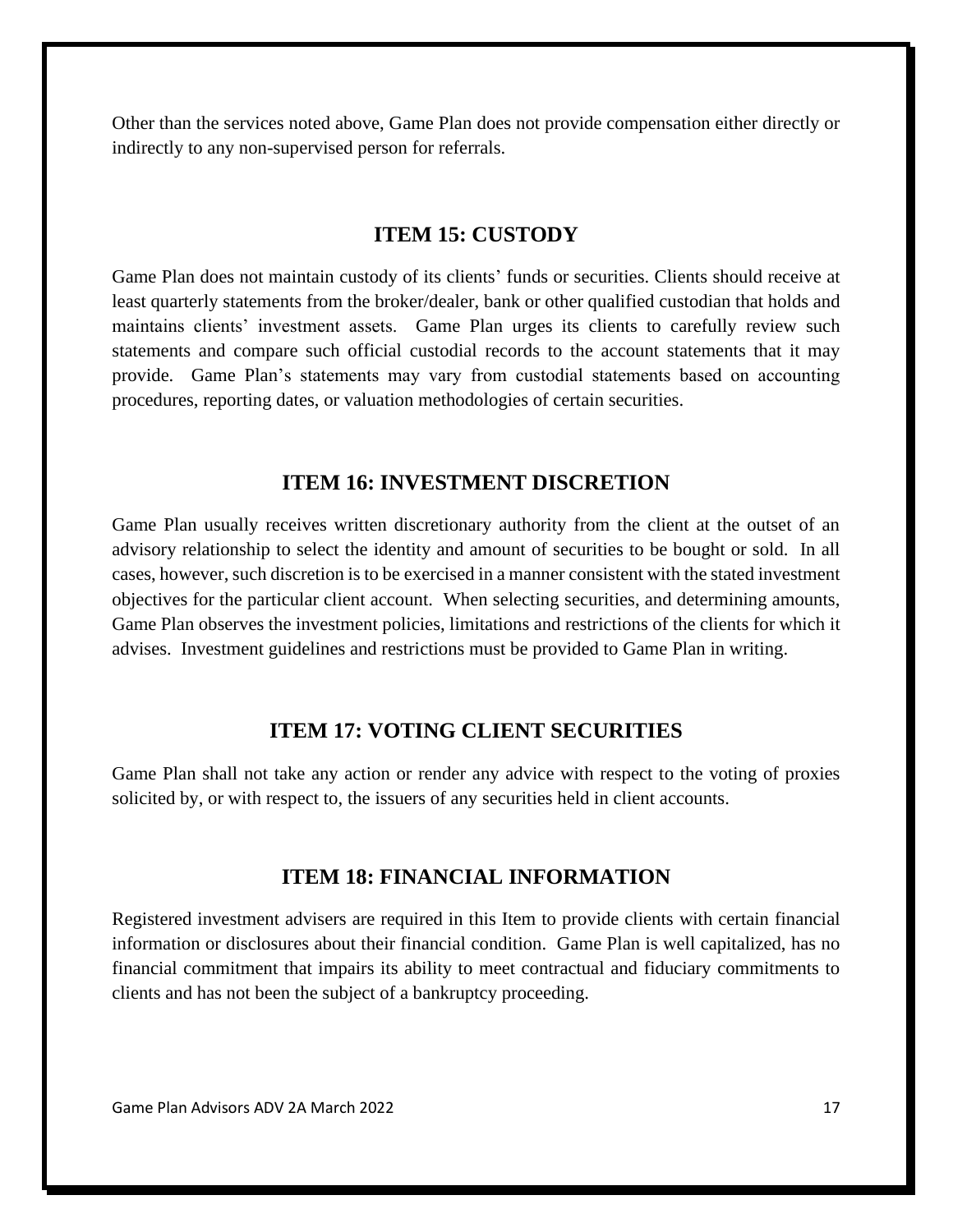Other than the services noted above, Game Plan does not provide compensation either directly or indirectly to any non-supervised person for referrals.

## ITEM 15: CUSTODY

Game Plan does not maintain custody of its clients' funds or securities. Clients should receive at least quarterly statements from the broker/dealer, bank or other qualified custodian that holds and maintains clients' investment assets. Game Plan urges its clients to carefully review such statements and compare such official custodial records to the account statements that it may provide. Game Plan's statements may vary from custodial statements based on accounting procedures, reporting dates, or valuation methodologies of certain securities.

## ITEM 16: INVESTMENT DISCRETION

Game Plan usually receives written discretionary authority from the client at the outset of an advisory relationship to select the identity and amount of securities to be bought or sold. In all cases, however, such discretion is to be exercised in a manner consistent with the stated investment objectives for the particular client account. When selecting securities, and determining amounts, Game Plan observes the investment policies, limitations and restrictions of the clients for which it advises. Investment guidelines and restrictions must be provided to Game Plan in writing.

## ITEM 17: VOTING CLIENT SECURITIES

Game Plan shall not take any action or render any advice with respect to the voting of proxies solicited by, or with respect to, the issuers of any securities held in client accounts.

## ITEM 18: FINANCIAL INFORMATION

Registered investment advisers are required in this Item to provide clients with certain financial information or disclosures about their financial condition. Game Plan is well capitalized, has no financial commitment that impairs its ability to meet contractual and fiduciary commitments to clients and has not been the subject of a bankruptcy proceeding.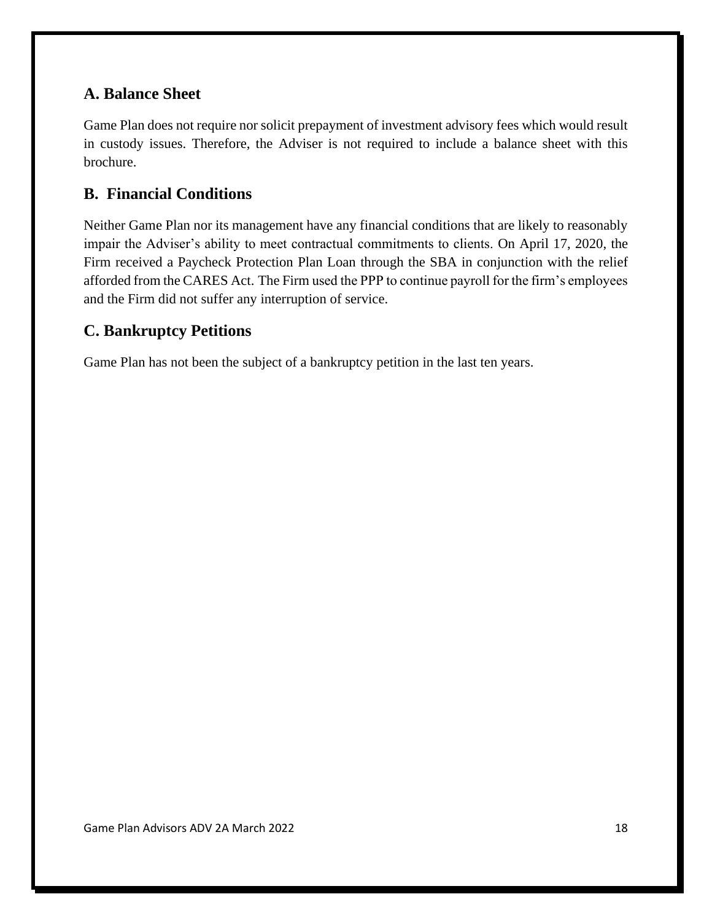## A. Balance Sheet

Game Plan does not require nor solicit prepayment of investment advisory fees which would result in custody issues. Therefore, the Adviser is not required to include a balance sheet with this brochure.

## B. Financial Conditions

Neither Game Plan nor its management have any financial conditions that are likely to reasonably impair the Adviser's ability to meet contractual commitments to clients. On April 17, 2020, the Firm received a Paycheck Protection Plan Loan through the SBA in conjunction with the relief afforded from the CARES Act. The Firm used the PPP to continue payroll for the firm's employees and the Firm did not suffer any interruption of service.

## C. Bankruptcy Petitions

Game Plan has not been the subject of a bankruptcy petition in the last ten years.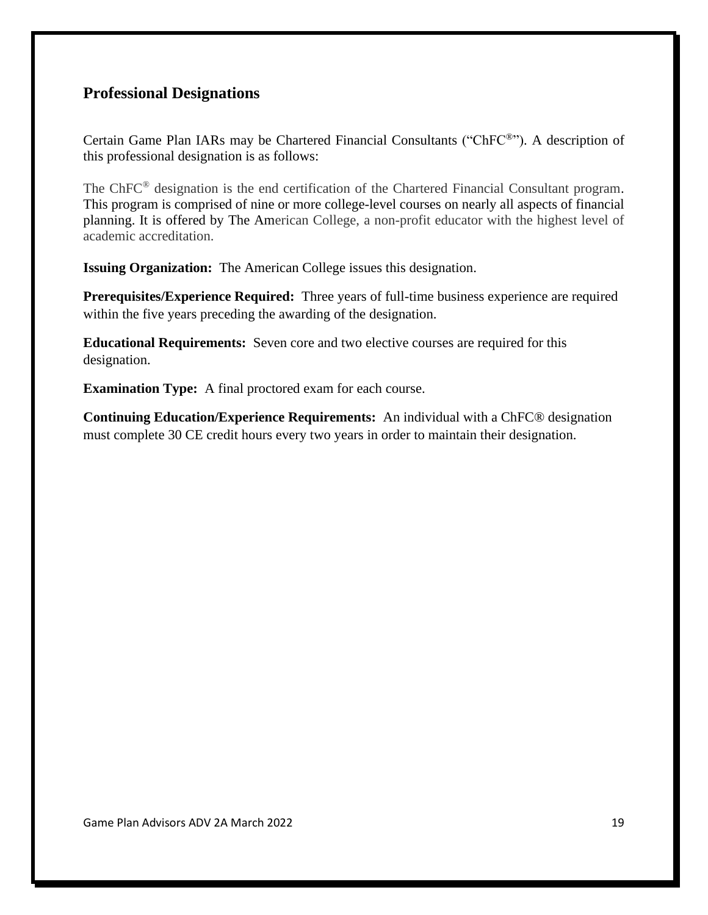## Professional Designations

Certain Game Plan IARs may be Chartered Financial Consultants ("ChFC®"). A description of this professional designation is as follows:

The ChFC® designation is the end certification of the Chartered Financial Consultant program. This program is comprised of nine or more college-level courses on nearly all aspects of financial planning. It is offered by The American College, a non-profit educator with the highest level of academic accreditation.

**Issuing Organization:** The American College issues this designation.

**Prerequisites/Experience Required:** Three years of full-time business experience are required within the five years preceding the awarding of the designation.

**Educational Requirements:** Seven core and two elective courses are required for this designation.

**Examination Type:** A final proctored exam for each course.

**Continuing Education/Experience Requirements:** An individual with a ChFC® designation must complete 30 CE credit hours every two years in order to maintain their designation.